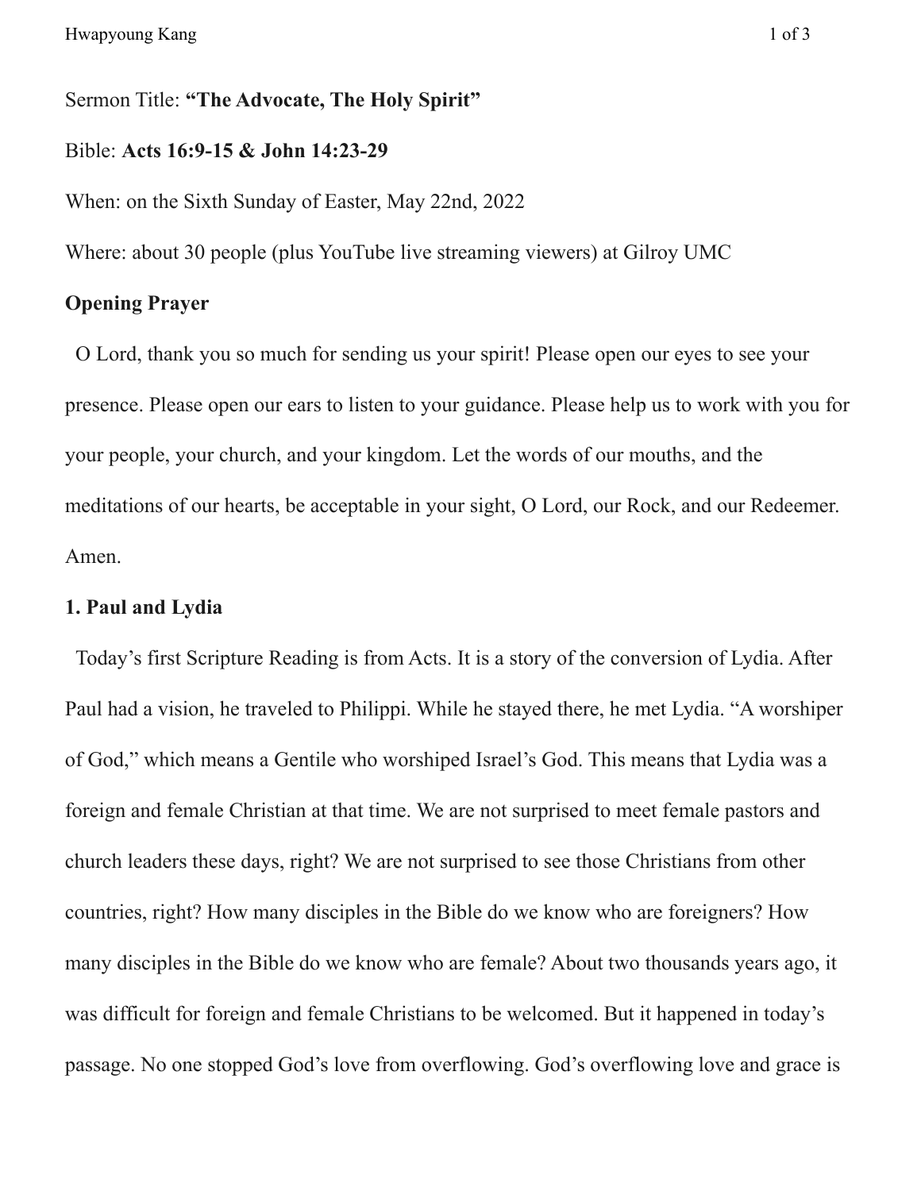Sermon Title: **"The Advocate, The Holy Spirit"**

Bible: **Acts 16:9-15 & John 14:23-29**

When: on the Sixth Sunday of Easter, May 22nd, 2022

Where: about 30 people (plus YouTube live streaming viewers) at Gilroy UMC

**Opening Prayer**

O Lord, thank you so much for sending us your spirit! Please open our eyes to see your presence. Please open our ears to listen to your guidance. Please help us to work with you for your people, your church, and your kingdom. Let the words of our mouths, and the meditations of our hearts, be acceptable in your sight, O Lord, our Rock, and our Redeemer. Amen.

**1. Paul and Lydia**

Today's first Scripture Reading is from Acts. It is a story of the conversion of Lydia. After Paul had a vision, he traveled to Philippi. While he stayed there, he met Lydia. "A worshiper of God," which means a Gentile who worshiped Israel's God. This means that Lydia was a foreign and female Christian at that time. We are not surprised to meet female pastors and church leaders these days, right? We are not surprised to see those Christians from other countries, right? How many disciples in the Bible do we know who are foreigners? How many disciples in the Bible do we know who are female? About two thousands years ago, it was difficult for foreign and female Christians to be welcomed. But it happened in today's passage. No one stopped God's love from overflowing. God's overflowing love and grace is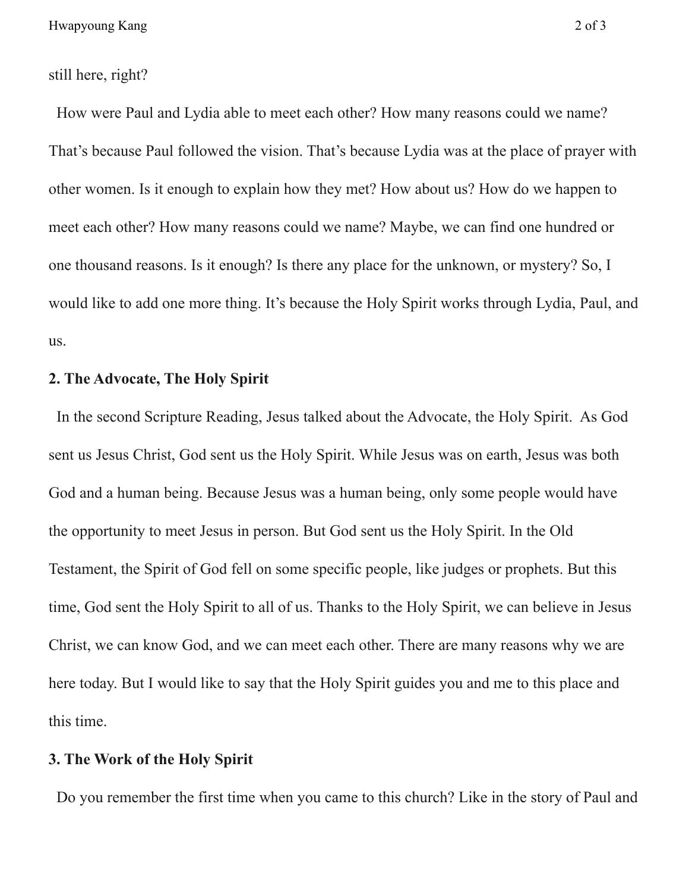still here, right?

How were Paul and Lydia able to meet each other? How many reasons could we name? That's because Paul followed the vision. That's because Lydia was at the place of prayer with other women. Is it enough to explain how they met? How about us? How do we happen to meet each other? How many reasons could we name? Maybe, we can find one hundred or one thousand reasons. Is it enough? Is there any place for the unknown, or mystery? So, I would like to add one more thing. It's because the Holy Spirit works through Lydia, Paul, and us.

**2. The Advocate, The Holy Spirit**

In the second Scripture Reading, Jesus talked about the Advocate, the Holy Spirit. As God sent us Jesus Christ, God sent us the Holy Spirit. While Jesus was on earth, Jesus was both God and a human being. Because Jesus was a human being, only some people would have the opportunity to meet Jesus in person. But God sent us the Holy Spirit. In the Old Testament, the Spirit of God fell on some specific people, like judges or prophets. But this time, God sent the Holy Spirit to all of us. Thanks to the Holy Spirit, we can believe in Jesus Christ, we can know God, and we can meet each other. There are many reasons why we are here today. But I would like to say that the Holy Spirit guides you and me to this place and this time.

**3. The Work of the Holy Spirit**

Do you remember the first time when you came to this church? Like in the story of Paul and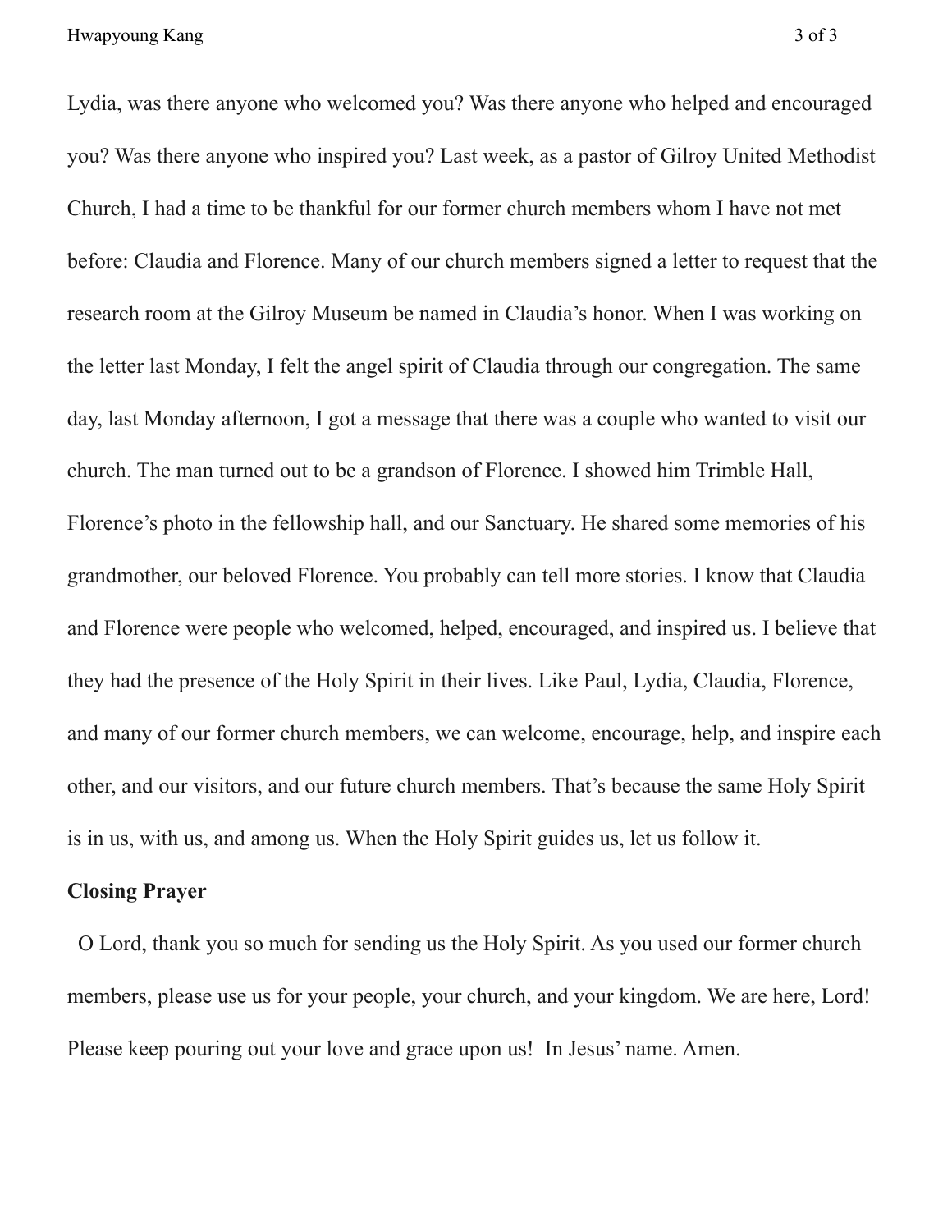Lydia, was there anyone who welcomed you? Was there anyone who helped and encouraged you? Was there anyone who inspired you? Last week, as a pastor of Gilroy United Methodist Church, I had a time to be thankful for our former church members whom I have not met before: Claudia and Florence. Many of our church members signed a letter to request that the research room at the Gilroy Museum be named in Claudia's honor. When I was working on the letter last Monday, I felt the angel spirit of Claudia through our congregation. The same day, last Monday afternoon, I got a message that there was a couple who wanted to visit our church. The man turned out to be a grandson of Florence. I showed him Trimble Hall, Florence's photo in the fellowship hall, and our Sanctuary. He shared some memories of his grandmother, our beloved Florence. You probably can tell more stories. I know that Claudia and Florence were people who welcomed, helped, encouraged, and inspired us. I believe that they had the presence of the Holy Spirit in their lives. Like Paul, Lydia, Claudia, Florence, and many of our former church members, we can welcome, encourage, help, and inspire each other, and our visitors, and our future church members. That's because the same Holy Spirit is in us, with us, and among us. When the Holy Spirit guides us, let us follow it.

**Closing Prayer**

O Lord, thank you so much for sending us the Holy Spirit. As you used our former church members, please use us for your people, your church, and your kingdom. We are here, Lord! Please keep pouring out your love and grace upon us! In Jesus' name. Amen.